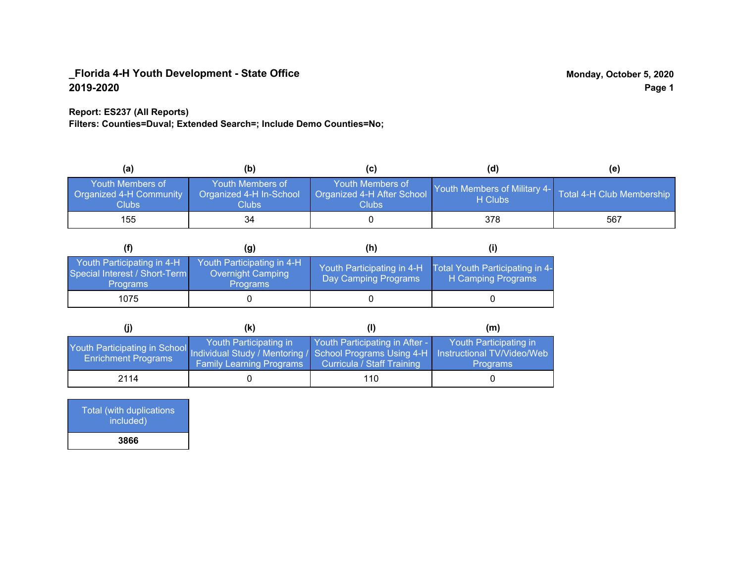**_Florida 4-H Youth Development - State Office**
**2019-2020**

**Monday, October 5, 2020**

**Report: ES237 (All Reports)**
**Filters: Counties=Duval; Extended Search=; Include Demo Counties=No;**

| (a) Youth Members of Organized 4-H Community Clubs | (b) Youth Members of Organized 4-H In-School Clubs | (c) Youth Members of Organized 4-H After School Clubs | (d) Youth Members of Military 4-H Clubs | (e) Total 4-H Club Membership |
|---|---|---|---|---|
| 155 | 34 | 0 | 378 | 567 |

| (f) Youth Participating in 4-H Special Interest / Short-Term Programs | (g) Youth Participating in 4-H Overnight Camping Programs | (h) Youth Participating in 4-H Day Camping Programs | (i) Total Youth Participating in 4-H Camping Programs |
|---|---|---|---|
| 1075 | 0 | 0 | 0 |

| (j) Youth Participating in School Enrichment Programs | (k) Youth Participating in Individual Study / Mentoring / Family Learning Programs | (l) Youth Participating in After - School Programs Using 4-H Curricula / Staff Training | (m) Youth Participating in Instructional TV/Video/Web Programs |
|---|---|---|---|
| 2114 | 0 | 110 | 0 |

| Total (with duplications included) |
|---|
| **3866** |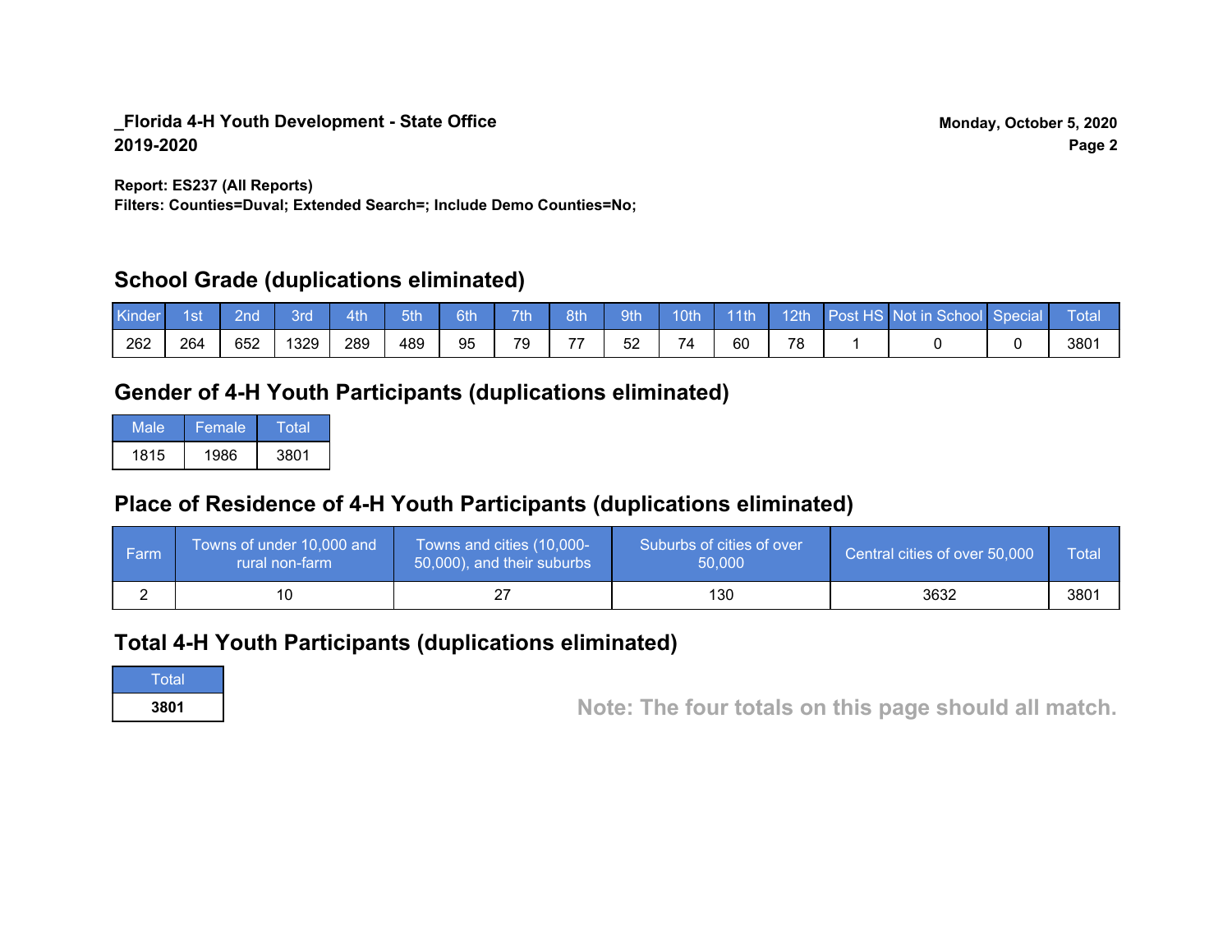**_Florida 4-H Youth Development - State Office**
**2019-2020**

**Monday, October 5, 2020**

**Report: ES237 (All Reports)**
**Filters: Counties=Duval; Extended Search=; Include Demo Counties=No;**

## School Grade (duplications eliminated)

| Kinder | 1st | 2nd | 3rd | 4th | 5th | 6th | 7th | 8th | 9th | 10th | 11th | 12th | Post HS | Not in School | Special | Total |
|---|---|---|---|---|---|---|---|---|---|---|---|---|---|---|---|---|
| 262 | 264 | 652 | 1329 | 289 | 489 | 95 | 79 | 77 | 52 | 74 | 60 | 78 | 1 | 0 | 0 | 3801 |

## Gender of 4-H Youth Participants (duplications eliminated)

| Male | Female | Total |
|---|---|---|
| 1815 | 1986 | 3801 |

## Place of Residence of 4-H Youth Participants (duplications eliminated)

| Farm | Towns of under 10,000 and rural non-farm | Towns and cities (10,000-50,000), and their suburbs | Suburbs of cities of over 50,000 | Central cities of over 50,000 | Total |
|---|---|---|---|---|---|
| 2 | 10 | 27 | 130 | 3632 | 3801 |

## Total 4-H Youth Participants (duplications eliminated)

| Total |
|---|
| **3801** |

**Note: The four totals on this page should all match.**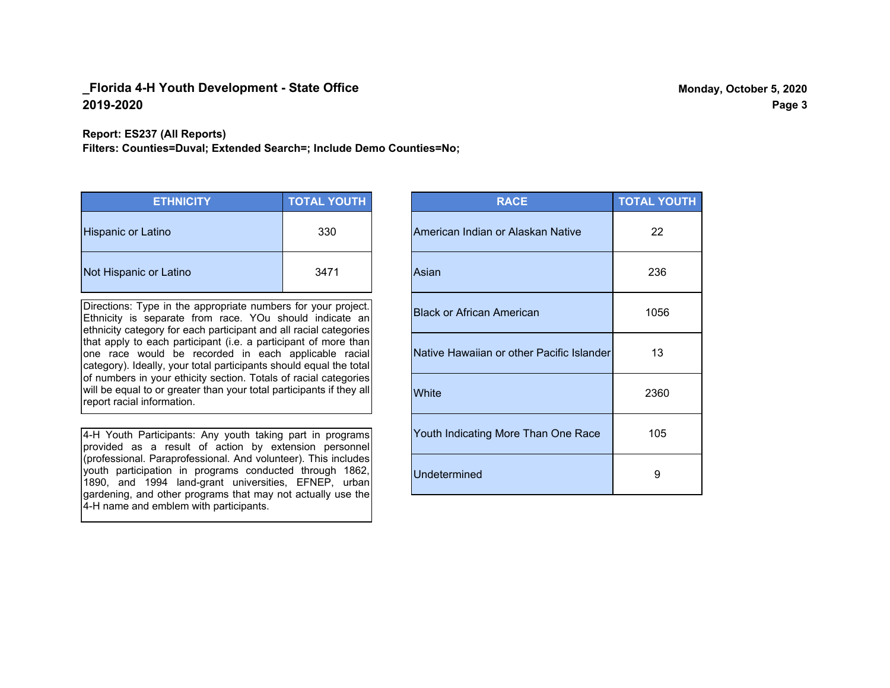**_Florida 4-H Youth Development - State Office**
**2019-2020**

**Monday, October 5, 2020**

**Report: ES237 (All Reports)**
**Filters: Counties=Duval; Extended Search=; Include Demo Counties=No;**

| ETHNICITY | TOTAL YOUTH |
|---|---|
| Hispanic or Latino | 330 |
| Not Hispanic or Latino | 3471 |

Directions: Type in the appropriate numbers for your project. Ethnicity is separate from race. YOu should indicate an ethnicity category for each participant and all racial categories that apply to each participant (i.e. a participant of more than one race would be recorded in each applicable racial category). Ideally, your total participants should equal the total of numbers in your ethicity section. Totals of racial categories will be equal to or greater than your total participants if they all report racial information.

4-H Youth Participants: Any youth taking part in programs provided as a result of action by extension personnel (professional. Paraprofessional. And volunteer). This includes youth participation in programs conducted through 1862, 1890, and 1994 land-grant universities, EFNEP, urban gardening, and other programs that may not actually use the 4-H name and emblem with participants.

| RACE | TOTAL YOUTH |
|---|---|
| American Indian or Alaskan Native | 22 |
| Asian | 236 |
| Black or African American | 1056 |
| Native Hawaiian or other Pacific Islander | 13 |
| White | 2360 |
| Youth Indicating More Than One Race | 105 |
| Undetermined | 9 |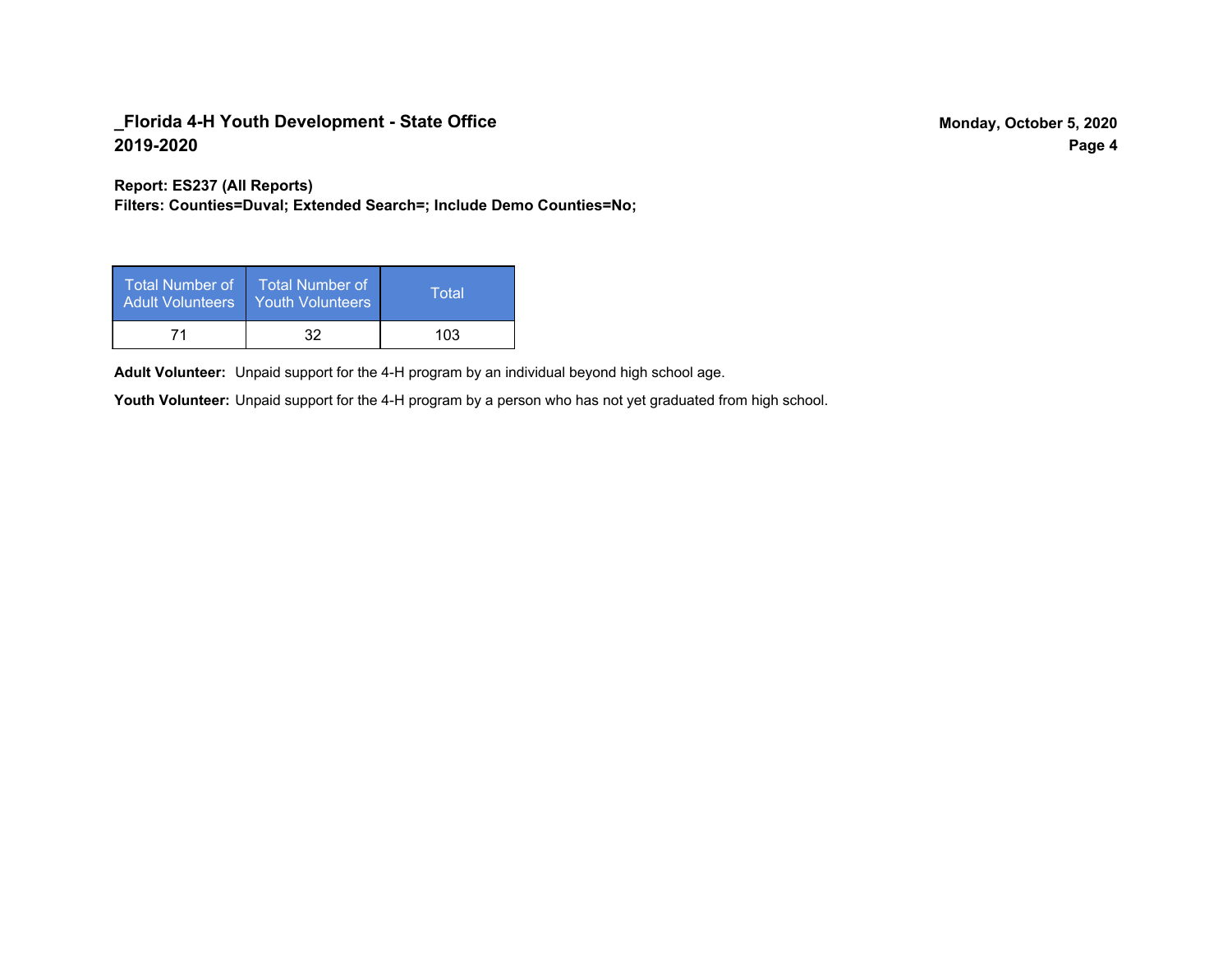**Report: ES237 (All Reports)**
**Filters: Counties=Duval; Extended Search=; Include Demo Counties=No;**

| Total Number of Adult Volunteers | Total Number of Youth Volunteers | Total |
|---|---|---|
| 71 | 32 | 103 |

**Adult Volunteer:** Unpaid support for the 4-H program by an individual beyond high school age.

**Youth Volunteer:** Unpaid support for the 4-H program by a person who has not yet graduated from high school.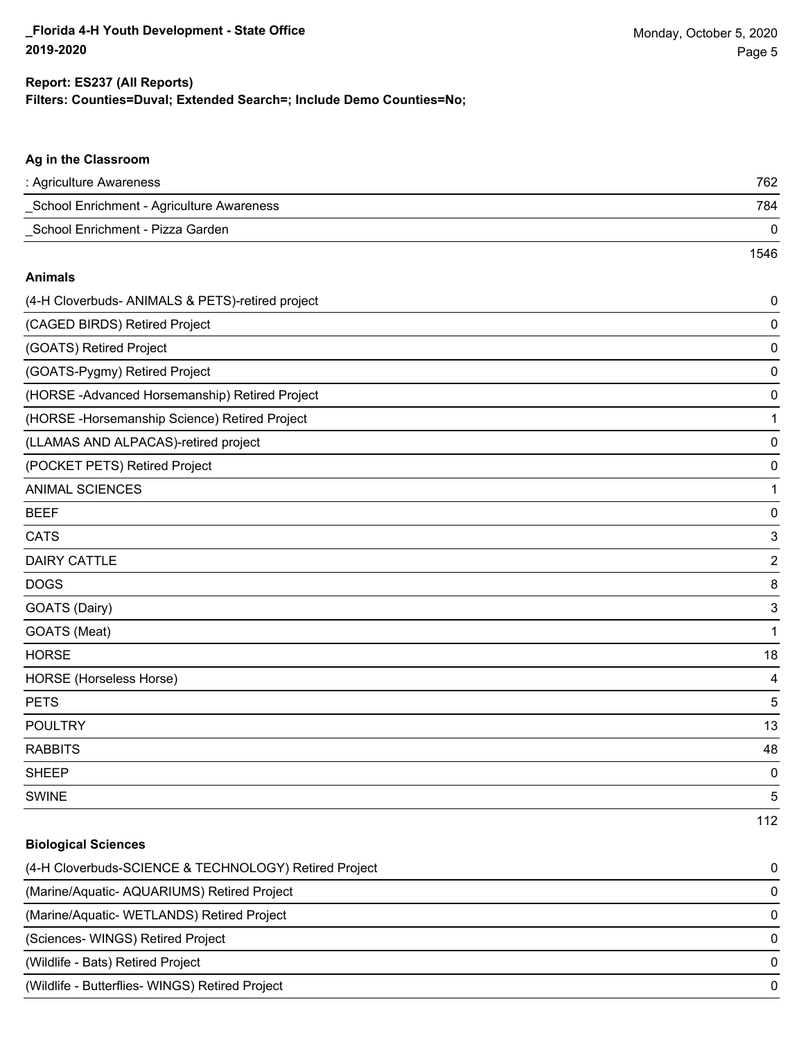**Report: ES237 (All Reports)**
**Filters: Counties=Duval; Extended Search=; Include Demo Counties=No;**

### Ag in the Classroom

| | |
|---|---|
| : Agriculture Awareness | 762 |
| _School Enrichment - Agriculture Awareness | 784 |
| _School Enrichment - Pizza Garden | 0 |
| | 1546 |

### Animals

| | |
|---|---|
| (4-H Cloverbuds- ANIMALS & PETS)-retired project | 0 |
| (CAGED BIRDS) Retired Project | 0 |
| (GOATS) Retired Project | 0 |
| (GOATS-Pygmy) Retired Project | 0 |
| (HORSE -Advanced Horsemanship) Retired Project | 0 |
| (HORSE -Horsemanship Science) Retired Project | 1 |
| (LLAMAS AND ALPACAS)-retired project | 0 |
| (POCKET PETS) Retired Project | 0 |
| ANIMAL SCIENCES | 1 |
| BEEF | 0 |
| CATS | 3 |
| DAIRY CATTLE | 2 |
| DOGS | 8 |
| GOATS (Dairy) | 3 |
| GOATS (Meat) | 1 |
| HORSE | 18 |
| HORSE (Horseless Horse) | 4 |
| PETS | 5 |
| POULTRY | 13 |
| RABBITS | 48 |
| SHEEP | 0 |
| SWINE | 5 |
| | 112 |

### Biological Sciences

| | |
|---|---|
| (4-H Cloverbuds-SCIENCE & TECHNOLOGY) Retired Project | 0 |
| (Marine/Aquatic- AQUARIUMS) Retired Project | 0 |
| (Marine/Aquatic- WETLANDS) Retired Project | 0 |
| (Sciences- WINGS) Retired Project | 0 |
| (Wildlife - Bats) Retired Project | 0 |
| (Wildlife - Butterflies- WINGS) Retired Project | 0 |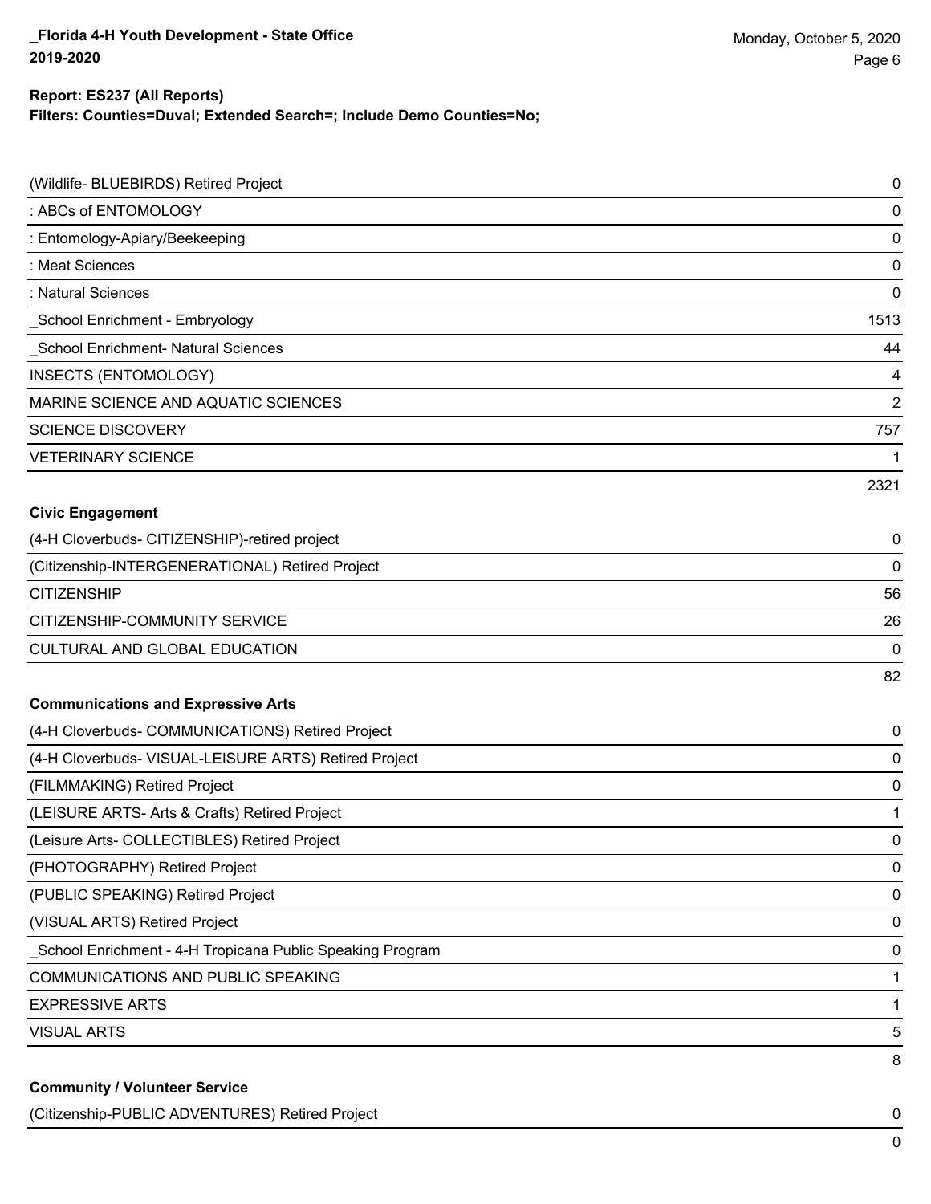**Report: ES237 (All Reports)**
**Filters: Counties=Duval; Extended Search=; Include Demo Counties=No;**

| | |
|---|---|
| (Wildlife- BLUEBIRDS) Retired Project | 0 |
| : ABCs of ENTOMOLOGY | 0 |
| : Entomology-Apiary/Beekeeping | 0 |
| : Meat Sciences | 0 |
| : Natural Sciences | 0 |
| _School Enrichment - Embryology | 1513 |
| _School Enrichment- Natural Sciences | 44 |
| INSECTS (ENTOMOLOGY) | 4 |
| MARINE SCIENCE AND AQUATIC SCIENCES | 2 |
| SCIENCE DISCOVERY | 757 |
| VETERINARY SCIENCE | 1 |
| | 2321 |

**Civic Engagement**

| | |
|---|---|
| (4-H Cloverbuds- CITIZENSHIP)-retired project | 0 |
| (Citizenship-INTERGENERATIONAL) Retired Project | 0 |
| CITIZENSHIP | 56 |
| CITIZENSHIP-COMMUNITY SERVICE | 26 |
| CULTURAL AND GLOBAL EDUCATION | 0 |
| | 82 |

**Communications and Expressive Arts**

| | |
|---|---|
| (4-H Cloverbuds- COMMUNICATIONS) Retired Project | 0 |
| (4-H Cloverbuds- VISUAL-LEISURE ARTS) Retired Project | 0 |
| (FILMMAKING) Retired Project | 0 |
| (LEISURE ARTS- Arts & Crafts) Retired Project | 1 |
| (Leisure Arts- COLLECTIBLES) Retired Project | 0 |
| (PHOTOGRAPHY) Retired Project | 0 |
| (PUBLIC SPEAKING) Retired Project | 0 |
| (VISUAL ARTS) Retired Project | 0 |
| _School Enrichment - 4-H Tropicana Public Speaking Program | 0 |
| COMMUNICATIONS AND PUBLIC SPEAKING | 1 |
| EXPRESSIVE ARTS | 1 |
| VISUAL ARTS | 5 |
| | 8 |

**Community / Volunteer Service**

| | |
|---|---|
| (Citizenship-PUBLIC ADVENTURES) Retired Project | 0 |
| | 0 |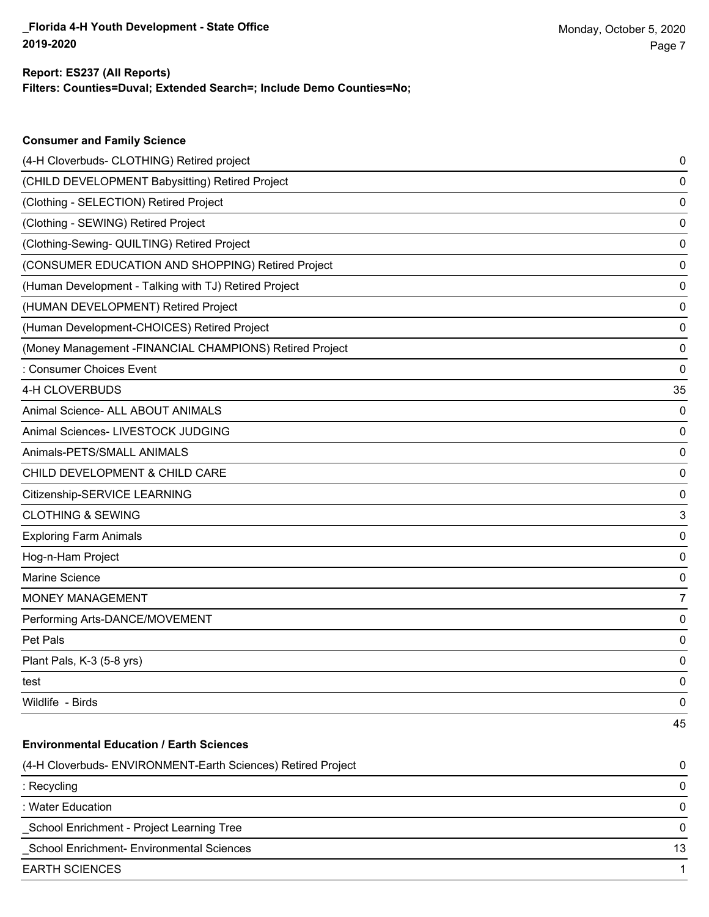**Report: ES237 (All Reports)**
**Filters: Counties=Duval; Extended Search=; Include Demo Counties=No;**

### Consumer and Family Science

| | |
|---|---|
| (4-H Cloverbuds- CLOTHING) Retired project | 0 |
| (CHILD DEVELOPMENT Babysitting) Retired Project | 0 |
| (Clothing - SELECTION) Retired Project | 0 |
| (Clothing - SEWING) Retired Project | 0 |
| (Clothing-Sewing- QUILTING) Retired Project | 0 |
| (CONSUMER EDUCATION AND SHOPPING) Retired Project | 0 |
| (Human Development - Talking with TJ) Retired Project | 0 |
| (HUMAN DEVELOPMENT) Retired Project | 0 |
| (Human Development-CHOICES) Retired Project | 0 |
| (Money Management -FINANCIAL CHAMPIONS) Retired Project | 0 |
| : Consumer Choices Event | 0 |
| 4-H CLOVERBUDS | 35 |
| Animal Science- ALL ABOUT ANIMALS | 0 |
| Animal Sciences- LIVESTOCK JUDGING | 0 |
| Animals-PETS/SMALL ANIMALS | 0 |
| CHILD DEVELOPMENT & CHILD CARE | 0 |
| Citizenship-SERVICE LEARNING | 0 |
| CLOTHING & SEWING | 3 |
| Exploring Farm Animals | 0 |
| Hog-n-Ham Project | 0 |
| Marine Science | 0 |
| MONEY MANAGEMENT | 7 |
| Performing Arts-DANCE/MOVEMENT | 0 |
| Pet Pals | 0 |
| Plant Pals, K-3 (5-8 yrs) | 0 |
| test | 0 |
| Wildlife - Birds | 0 |
| | 45 |

### Environmental Education / Earth Sciences

| | |
|---|---|
| (4-H Cloverbuds- ENVIRONMENT-Earth Sciences) Retired Project | 0 |
| : Recycling | 0 |
| : Water Education | 0 |
| _School Enrichment - Project Learning Tree | 0 |
| _School Enrichment- Environmental Sciences | 13 |
| EARTH SCIENCES | 1 |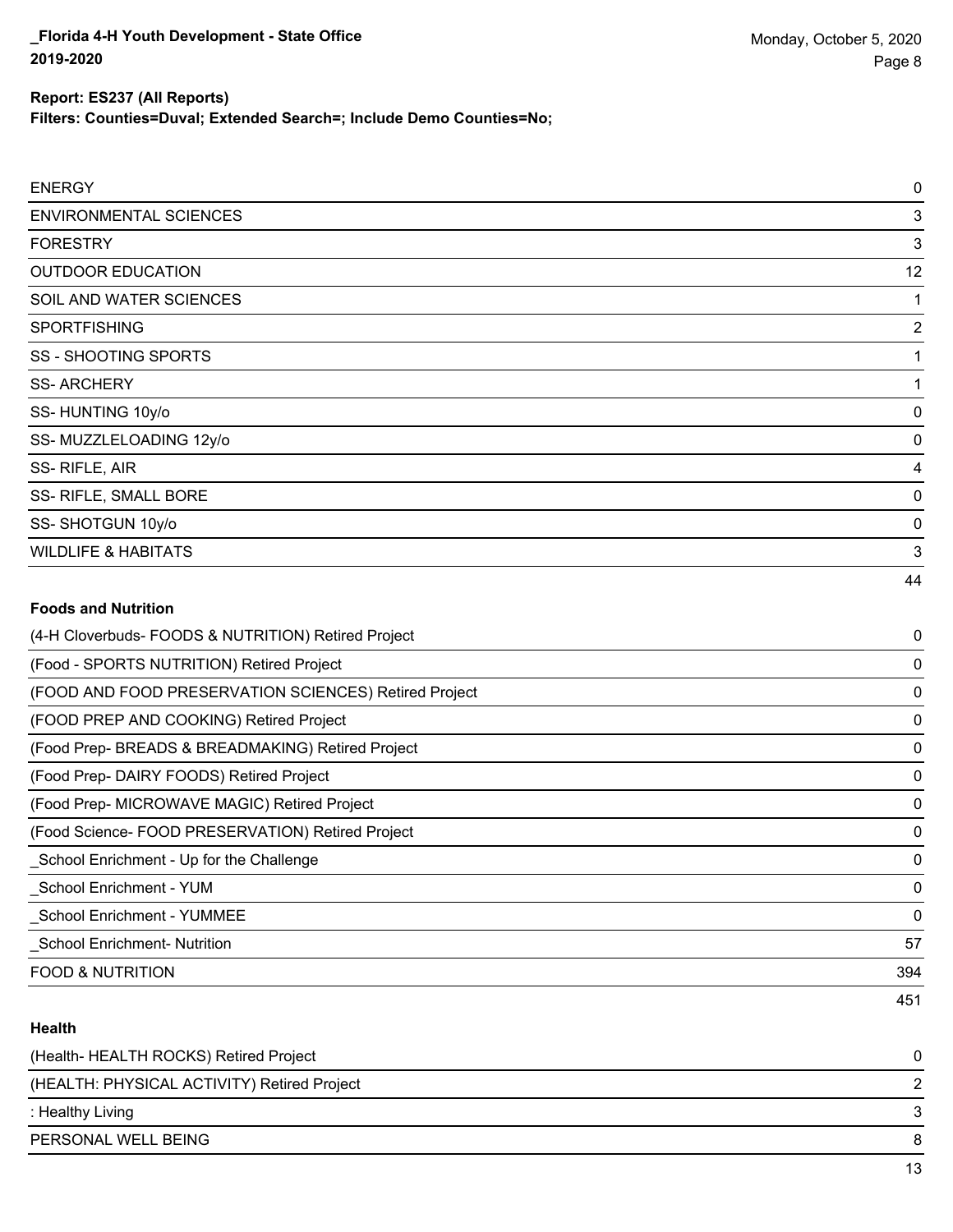| | |
|---|---|
| ENERGY | 0 |
| ENVIRONMENTAL SCIENCES | 3 |
| FORESTRY | 3 |
| OUTDOOR EDUCATION | 12 |
| SOIL AND WATER SCIENCES | 1 |
| SPORTFISHING | 2 |
| SS - SHOOTING SPORTS | 1 |
| SS- ARCHERY | 1 |
| SS- HUNTING 10y/o | 0 |
| SS- MUZZLELOADING 12y/o | 0 |
| SS- RIFLE, AIR | 4 |
| SS- RIFLE, SMALL BORE | 0 |
| SS- SHOTGUN 10y/o | 0 |
| WILDLIFE & HABITATS | 3 |
| | 44 |

**Foods and Nutrition**

| | |
|---|---|
| (4-H Cloverbuds- FOODS & NUTRITION) Retired Project | 0 |
| (Food - SPORTS NUTRITION) Retired Project | 0 |
| (FOOD AND FOOD PRESERVATION SCIENCES) Retired Project | 0 |
| (FOOD PREP AND COOKING) Retired Project | 0 |
| (Food Prep- BREADS & BREADMAKING) Retired Project | 0 |
| (Food Prep- DAIRY FOODS) Retired Project | 0 |
| (Food Prep- MICROWAVE MAGIC) Retired Project | 0 |
| (Food Science- FOOD PRESERVATION) Retired Project | 0 |
| _School Enrichment - Up for the Challenge | 0 |
| _School Enrichment - YUM | 0 |
| _School Enrichment - YUMMEE | 0 |
| _School Enrichment- Nutrition | 57 |
| FOOD & NUTRITION | 394 |
| | 451 |

**Health**

| | |
|---|---|
| (Health- HEALTH ROCKS) Retired Project | 0 |
| (HEALTH: PHYSICAL ACTIVITY) Retired Project | 2 |
| : Healthy Living | 3 |
| PERSONAL WELL BEING | 8 |
| | 13 |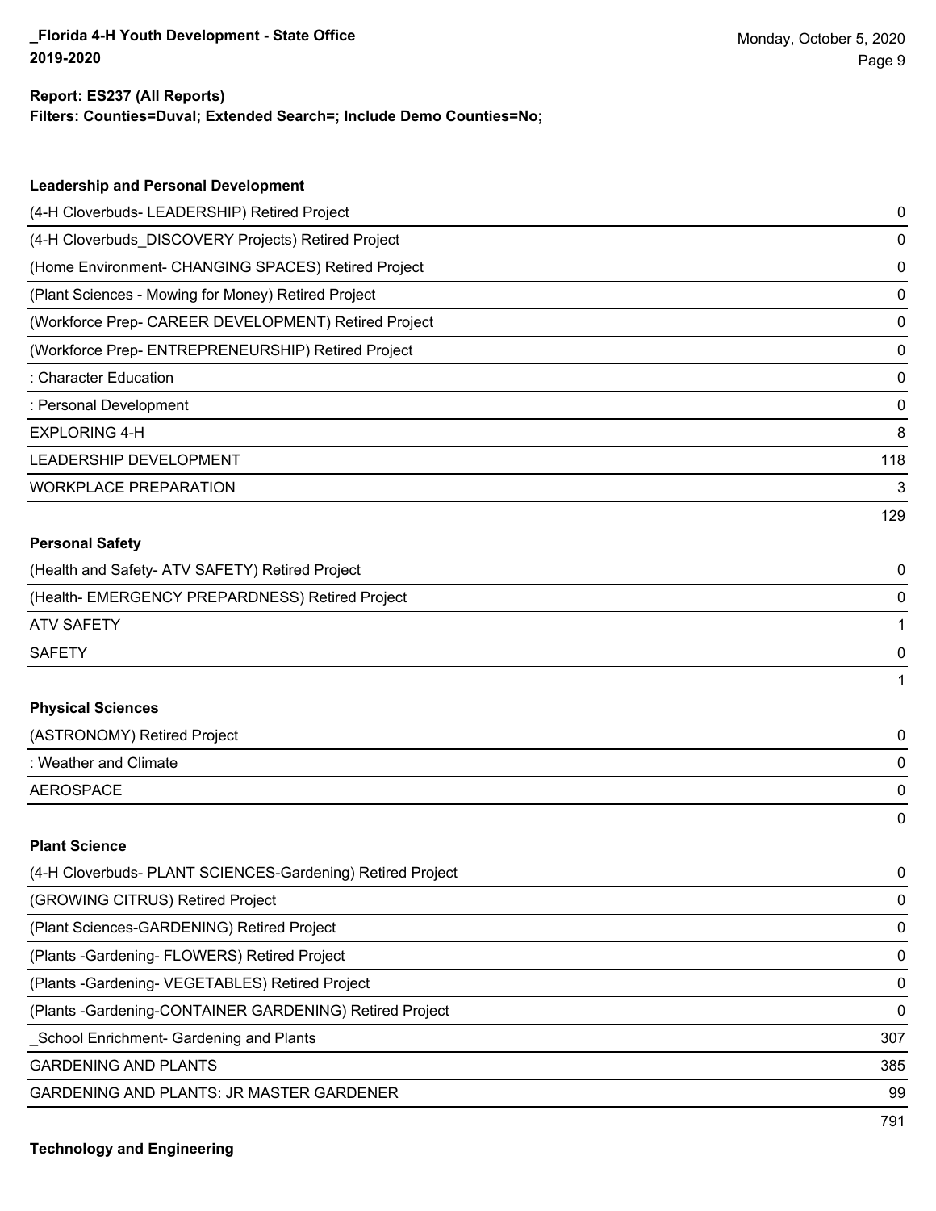**Report: ES237 (All Reports)**
**Filters: Counties=Duval; Extended Search=; Include Demo Counties=No;**

### Leadership and Personal Development

| | |
|---|---|
| (4-H Cloverbuds- LEADERSHIP) Retired Project | 0 |
| (4-H Cloverbuds_DISCOVERY Projects) Retired Project | 0 |
| (Home Environment- CHANGING SPACES) Retired Project | 0 |
| (Plant Sciences - Mowing for Money) Retired Project | 0 |
| (Workforce Prep- CAREER DEVELOPMENT) Retired Project | 0 |
| (Workforce Prep- ENTREPRENEURSHIP) Retired Project | 0 |
| : Character Education | 0 |
| : Personal Development | 0 |
| EXPLORING 4-H | 8 |
| LEADERSHIP DEVELOPMENT | 118 |
| WORKPLACE PREPARATION | 3 |
| | 129 |

### Personal Safety

| | |
|---|---|
| (Health and Safety- ATV SAFETY) Retired Project | 0 |
| (Health- EMERGENCY PREPARDNESS) Retired Project | 0 |
| ATV SAFETY | 1 |
| SAFETY | 0 |
| | 1 |

### Physical Sciences

| | |
|---|---|
| (ASTRONOMY) Retired Project | 0 |
| : Weather and Climate | 0 |
| AEROSPACE | 0 |
| | 0 |

### Plant Science

| | |
|---|---|
| (4-H Cloverbuds- PLANT SCIENCES-Gardening) Retired Project | 0 |
| (GROWING CITRUS) Retired Project | 0 |
| (Plant Sciences-GARDENING) Retired Project | 0 |
| (Plants -Gardening- FLOWERS) Retired Project | 0 |
| (Plants -Gardening- VEGETABLES) Retired Project | 0 |
| (Plants -Gardening-CONTAINER GARDENING) Retired Project | 0 |
| _School Enrichment- Gardening and Plants | 307 |
| GARDENING AND PLANTS | 385 |
| GARDENING AND PLANTS: JR MASTER GARDENER | 99 |
| | 791 |

### Technology and Engineering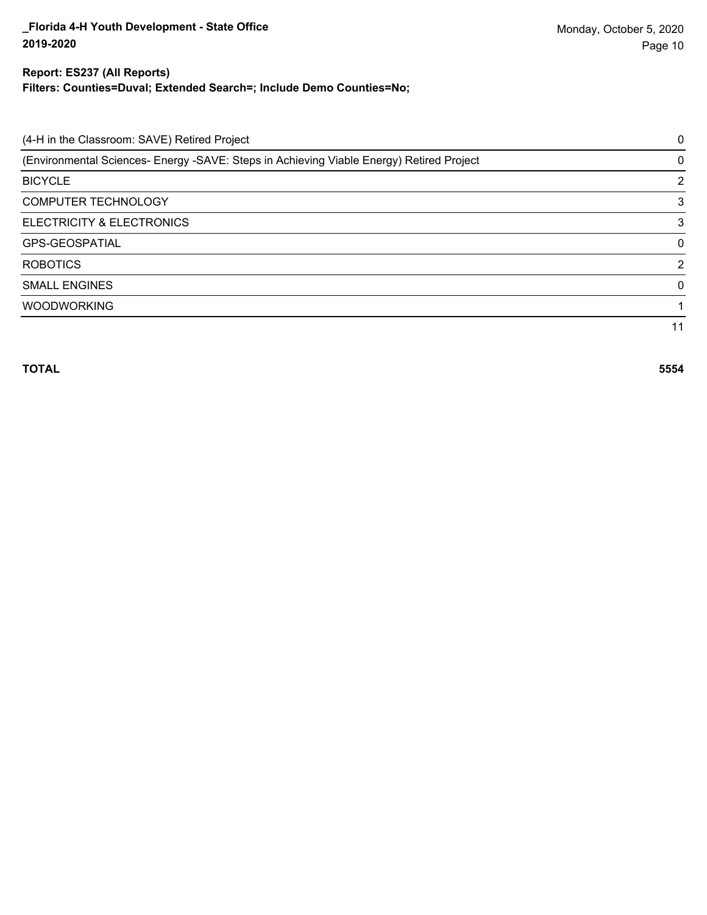**Report: ES237 (All Reports)**
**Filters: Counties=Duval; Extended Search=; Include Demo Counties=No;**

| | |
|---|---|
| (4-H in the Classroom: SAVE) Retired Project | 0 |
| (Environmental Sciences- Energy -SAVE: Steps in Achieving Viable Energy) Retired Project | 0 |
| BICYCLE | 2 |
| COMPUTER TECHNOLOGY | 3 |
| ELECTRICITY & ELECTRONICS | 3 |
| GPS-GEOSPATIAL | 0 |
| ROBOTICS | 2 |
| SMALL ENGINES | 0 |
| WOODWORKING | 1 |
| | 11 |

| | |
|---|---|
| **TOTAL** | **5554** |